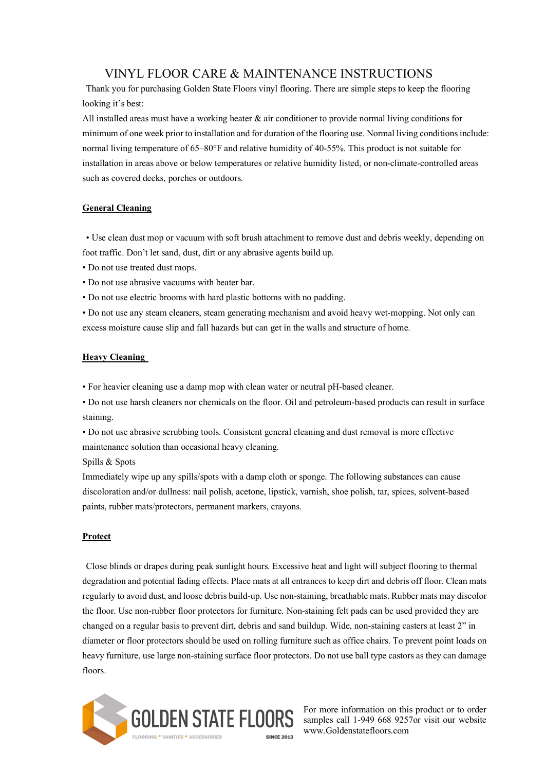# VINYL FLOOR CARE & MAINTENANCE INSTRUCTIONS

Thank you for purchasing Golden State Floors vinyl flooring. There are simple steps to keep the flooring looking it's best:

All installed areas must have a working heater & air conditioner to provide normal living conditions for minimum of one week prior to installation and for duration of the flooring use. Normal living conditions include: normal living temperature of 65–80°F and relative humidity of 40-55%. This product is not suitable for installation in areas above or below temperatures or relative humidity listed, or non-climate-controlled areas such as covered decks, porches or outdoors.

## General Cleaning

- Use clean dust mop or vacuum with soft brush attachment to remove dust and debris weekly, depending on foot traffic. Don't let sand, dust, dirt or any abrasive agents build up.
- Do not use treated dust mops.
- Do not use abrasive vacuums with beater bar.
- Do not use electric brooms with hard plastic bottoms with no padding.
- Do not use any steam cleaners, steam generating mechanism and avoid heavy wet-mopping. Not only can excess moisture cause slip and fall hazards but can get in the walls and structure of home.

## Heavy Cleaning

- For heavier cleaning use a damp mop with clean water or neutral pH-based cleaner.
- Do not use harsh cleaners nor chemicals on the floor. Oil and petroleum-based products can result in surface staining.
- Do not use abrasive scrubbing tools. Consistent general cleaning and dust removal is more effective maintenance solution than occasional heavy cleaning.

Spills & Spots

Immediately wipe up any spills/spots with a damp cloth or sponge. The following substances can cause discoloration and/or dullness: nail polish, acetone, lipstick, varnish, shoe polish, tar, spices, solvent-based paints, rubber mats/protectors, permanent markers, crayons.

## Protect

Close blinds or drapes during peak sunlight hours. Excessive heat and light will subject flooring to thermal degradation and potential fading effects. Place mats at all entrances to keep dirt and debris off floor. Clean mats regularly to avoid dust, and loose debris build-up. Use non-staining, breathable mats. Rubber mats may discolor the floor. Use non-rubber floor protectors for furniture. Non-staining felt pads can be used provided they are changed on a regular basis to prevent dirt, debris and sand buildup. Wide, non-staining casters at least 2" in diameter or floor protectors should be used on rolling furniture such as office chairs. To prevent point loads on heavy furniture, use large non-staining surface floor protectors. Do not use ball type castors as they can damage floors.

GOLDEN STATE FLOORS
FLOORING * VANITIES * ACCESSORIES
SINCE 2013

For more information on this product or to order samples call 1-949 668 9257or visit our website www.Goldenstatefloors.com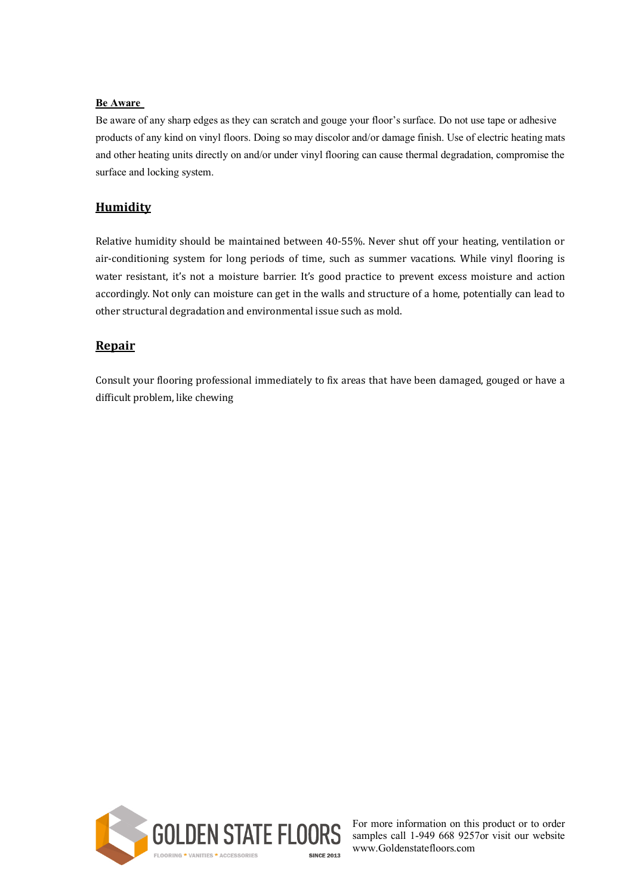**Be Aware**

Be aware of any sharp edges as they can scratch and gouge your floor's surface. Do not use tape or adhesive products of any kind on vinyl floors. Doing so may discolor and/or damage finish. Use of electric heating mats and other heating units directly on and/or under vinyl flooring can cause thermal degradation, compromise the surface and locking system.

## Humidity

Relative humidity should be maintained between 40-55%. Never shut off your heating, ventilation or air-conditioning system for long periods of time, such as summer vacations. While vinyl flooring is water resistant, it's not a moisture barrier. It's good practice to prevent excess moisture and action accordingly. Not only can moisture can get in the walls and structure of a home, potentially can lead to other structural degradation and environmental issue such as mold.

## Repair

Consult your flooring professional immediately to fix areas that have been damaged, gouged or have a difficult problem, like chewing

GOLDEN STATE FLOORS
FLOORING * VANITIES * ACCESSORIES
SINCE 2013

For more information on this product or to order samples call 1-949 668 9257or visit our website www.Goldenstatefloors.com